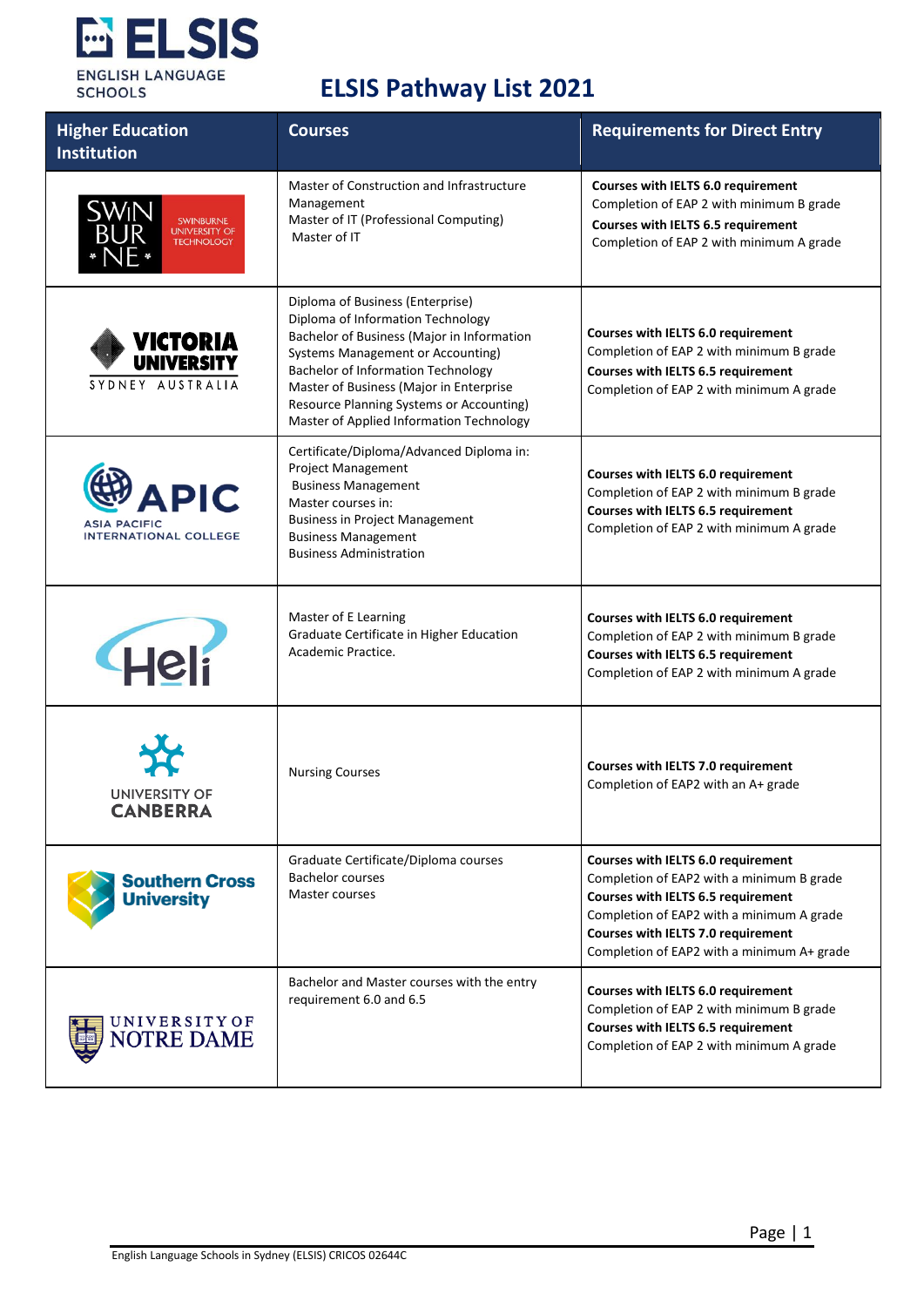# ELSIS Pathway List 2021

ELSIS
ENGLISH LANGUAGE SCHOOLS

| Higher Education Institution | Courses | Requirements for Direct Entry |
|---|---|---|
| Swinburne University of Technology | Master of Construction and Infrastructure Management<br>Master of IT (Professional Computing)<br>Master of IT | **Courses with IELTS 6.0 requirement**<br>Completion of EAP 2 with minimum B grade<br>**Courses with IELTS 6.5 requirement**<br>Completion of EAP 2 with minimum A grade |
| Victoria University Sydney Australia | Diploma of Business (Enterprise)<br>Diploma of Information Technology<br>Bachelor of Business (Major in Information Systems Management or Accounting)<br>Bachelor of Information Technology<br>Master of Business (Major in Enterprise Resource Planning Systems or Accounting)<br>Master of Applied Information Technology | **Courses with IELTS 6.0 requirement**<br>Completion of EAP 2 with minimum B grade<br>**Courses with IELTS 6.5 requirement**<br>Completion of EAP 2 with minimum A grade |
| APIC Asia Pacific International College | Certificate/Diploma/Advanced Diploma in:<br>Project Management<br>Business Management<br>Master courses in:<br>Business in Project Management<br>Business Management<br>Business Administration | **Courses with IELTS 6.0 requirement**<br>Completion of EAP 2 with minimum B grade<br>**Courses with IELTS 6.5 requirement**<br>Completion of EAP 2 with minimum A grade |
| Heli | Master of E Learning<br>Graduate Certificate in Higher Education Academic Practice. | **Courses with IELTS 6.0 requirement**<br>Completion of EAP 2 with minimum B grade<br>**Courses with IELTS 6.5 requirement**<br>Completion of EAP 2 with minimum A grade |
| University of Canberra | Nursing Courses | **Courses with IELTS 7.0 requirement**<br>Completion of EAP2 with an A+ grade |
| Southern Cross University | Graduate Certificate/Diploma courses<br>Bachelor courses<br>Master courses | **Courses with IELTS 6.0 requirement**<br>Completion of EAP2 with a minimum B grade<br>**Courses with IELTS 6.5 requirement**<br>Completion of EAP2 with a minimum A grade<br>**Courses with IELTS 7.0 requirement**<br>Completion of EAP2 with a minimum A+ grade |
| University of Notre Dame | Bachelor and Master courses with the entry requirement 6.0 and 6.5 | **Courses with IELTS 6.0 requirement**<br>Completion of EAP 2 with minimum B grade<br>**Courses with IELTS 6.5 requirement**<br>Completion of EAP 2 with minimum A grade |

English Language Schools in Sydney (ELSIS) CRICOS 02644C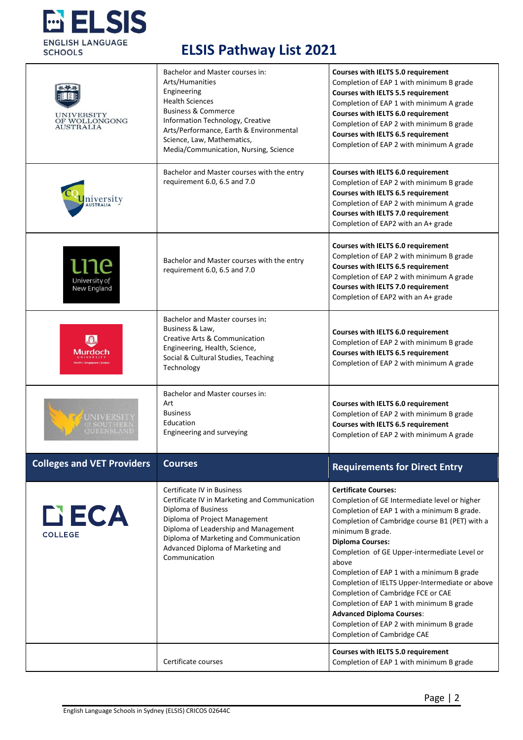# ELSIS Pathway List 2021

| | | |
|---|---|---|
| UNIVERSITY OF WOLLONGONG AUSTRALIA | Bachelor and Master courses in:<br>Arts/Humanities<br>Engineering<br>Health Sciences<br>Business & Commerce<br>Information Technology, Creative Arts/Performance, Earth & Environmental Science, Law, Mathematics, Media/Communication, Nursing, Science | **Courses with IELTS 5.0 requirement**<br>Completion of EAP 1 with minimum B grade<br>**Courses with IELTS 5.5 requirement**<br>Completion of EAP 1 with minimum A grade<br>**Courses with IELTS 6.0 requirement**<br>Completion of EAP 2 with minimum B grade<br>**Courses with IELTS 6.5 requirement**<br>Completion of EAP 2 with minimum A grade |
| CQUniversity AUSTRALIA | Bachelor and Master courses with the entry requirement 6.0, 6.5 and 7.0 | **Courses with IELTS 6.0 requirement**<br>Completion of EAP 2 with minimum B grade<br>**Courses with IELTS 6.5 requirement**<br>Completion of EAP 2 with minimum A grade<br>**Courses with IELTS 7.0 requirement**<br>Completion of EAP2 with an A+ grade |
| une University of New England | Bachelor and Master courses with the entry requirement 6.0, 6.5 and 7.0 | **Courses with IELTS 6.0 requirement**<br>Completion of EAP 2 with minimum B grade<br>**Courses with IELTS 6.5 requirement**<br>Completion of EAP 2 with minimum A grade<br>**Courses with IELTS 7.0 requirement**<br>Completion of EAP2 with an A+ grade |
| Murdoch UNIVERSITY Perth \| Singapore \| Dubai | Bachelor and Master courses in:<br>Business & Law,<br>Creative Arts & Communication<br>Engineering, Health, Science,<br>Social & Cultural Studies, Teaching<br>Technology | **Courses with IELTS 6.0 requirement**<br>Completion of EAP 2 with minimum B grade<br>**Courses with IELTS 6.5 requirement**<br>Completion of EAP 2 with minimum A grade |
| UNIVERSITY OF SOUTHERN QUEENSLAND | Bachelor and Master courses in:<br>Art<br>Business<br>Education<br>Engineering and surveying | **Courses with IELTS 6.0 requirement**<br>Completion of EAP 2 with minimum B grade<br>**Courses with IELTS 6.5 requirement**<br>Completion of EAP 2 with minimum A grade |
| **Colleges and VET Providers** | **Courses** | **Requirements for Direct Entry** |
| ECA COLLEGE | Certificate IV in Business<br>Certificate IV in Marketing and Communication<br>Diploma of Business<br>Diploma of Project Management<br>Diploma of Leadership and Management<br>Diploma of Marketing and Communication<br>Advanced Diploma of Marketing and Communication | **Certificate Courses:**<br>Completion of GE Intermediate level or higher<br>Completion of EAP 1 with a minimum B grade.<br>Completion of Cambridge course B1 (PET) with a minimum B grade.<br>**Diploma Courses:**<br>Completion of GE Upper-intermediate Level or above<br>Completion of EAP 1 with a minimum B grade<br>Completion of IELTS Upper-Intermediate or above<br>Completion of Cambridge FCE or CAE<br>Completion of EAP 1 with minimum B grade<br>**Advanced Diploma Courses**:<br>Completion of EAP 2 with minimum B grade<br>Completion of Cambridge CAE |
| | Certificate courses | **Courses with IELTS 5.0 requirement**<br>Completion of EAP 1 with minimum B grade |

English Language Schools in Sydney (ELSIS) CRICOS 02644C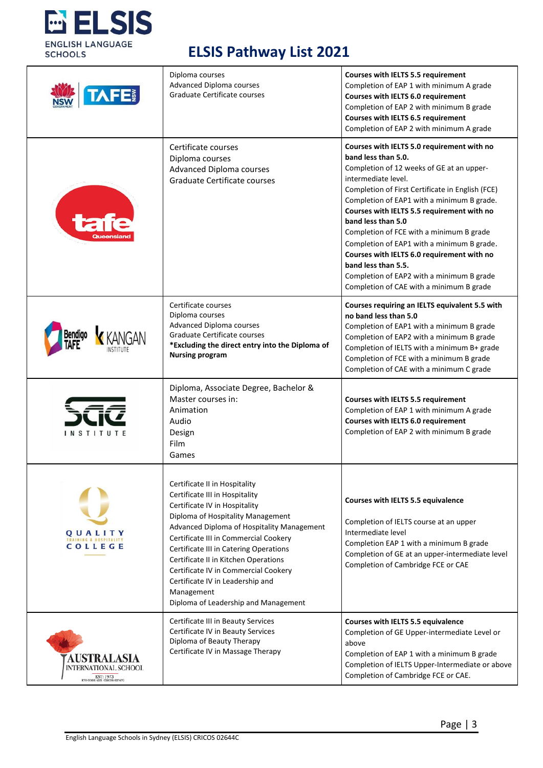# ELSIS Pathway List 2021

| Institution | Courses | Requirements |
| --- | --- | --- |
| NSW TAFE | Diploma courses<br>Advanced Diploma courses<br>Graduate Certificate courses | **Courses with IELTS 5.5 requirement**<br>Completion of EAP 1 with minimum A grade<br>**Courses with IELTS 6.0 requirement**<br>Completion of EAP 2 with minimum B grade<br>**Courses with IELTS 6.5 requirement**<br>Completion of EAP 2 with minimum A grade |
| tafe Queensland | Certificate courses<br>Diploma courses<br>Advanced Diploma courses<br>Graduate Certificate courses | **Courses with IELTS 5.0 requirement with no band less than 5.0.**<br>Completion of 12 weeks of GE at an upper-intermediate level.<br>Completion of First Certificate in English (FCE)<br>Completion of EAP1 with a minimum B grade.<br>**Courses with IELTS 5.5 requirement with no band less than 5.0**<br>Completion of FCE with a minimum B grade<br>Completion of EAP1 with a minimum B grade.<br>**Courses with IELTS 6.0 requirement with no band less than 5.5.**<br>Completion of EAP2 with a minimum B grade<br>Completion of CAE with a minimum B grade |
| Bendigo TAFE / Kangan Institute | Certificate courses<br>Diploma courses<br>Advanced Diploma courses<br>Graduate Certificate courses<br>**\*Excluding the direct entry into the Diploma of Nursing program** | **Courses requiring an IELTS equivalent 5.5 with no band less than 5.0**<br>Completion of EAP1 with a minimum B grade<br>Completion of EAP2 with a minimum B grade<br>Completion of IELTS with a minimum B+ grade<br>Completion of FCE with a minimum B grade<br>Completion of CAE with a minimum C grade |
| SAE Institute | Diploma, Associate Degree, Bachelor & Master courses in:<br>Animation<br>Audio<br>Design<br>Film<br>Games | **Courses with IELTS 5.5 requirement**<br>Completion of EAP 1 with minimum A grade<br>**Courses with IELTS 6.0 requirement**<br>Completion of EAP 2 with minimum B grade |
| Quality Training & Hospitality College | Certificate II in Hospitality<br>Certificate III in Hospitality<br>Certificate IV in Hospitality<br>Diploma of Hospitality Management<br>Advanced Diploma of Hospitality Management<br>Certificate III in Commercial Cookery<br>Certificate III in Catering Operations<br>Certificate II in Kitchen Operations<br>Certificate IV in Commercial Cookery<br>Certificate IV in Leadership and Management<br>Diploma of Leadership and Management | **Courses with IELTS 5.5 equivalence**<br>Completion of IELTS course at an upper Intermediate level<br>Completion EAP 1 with a minimum B grade<br>Completion of GE at an upper-intermediate level<br>Completion of Cambridge FCE or CAE |
| Australasia International School | Certificate III in Beauty Services<br>Certificate IV in Beauty Services<br>Diploma of Beauty Therapy<br>Certificate IV in Massage Therapy | **Courses with IELTS 5.5 equivalence**<br>Completion of GE Upper-intermediate Level or above<br>Completion of EAP 1 with a minimum B grade<br>Completion of IELTS Upper-Intermediate or above<br>Completion of Cambridge FCE or CAE. |

English Language Schools in Sydney (ELSIS) CRICOS 02644C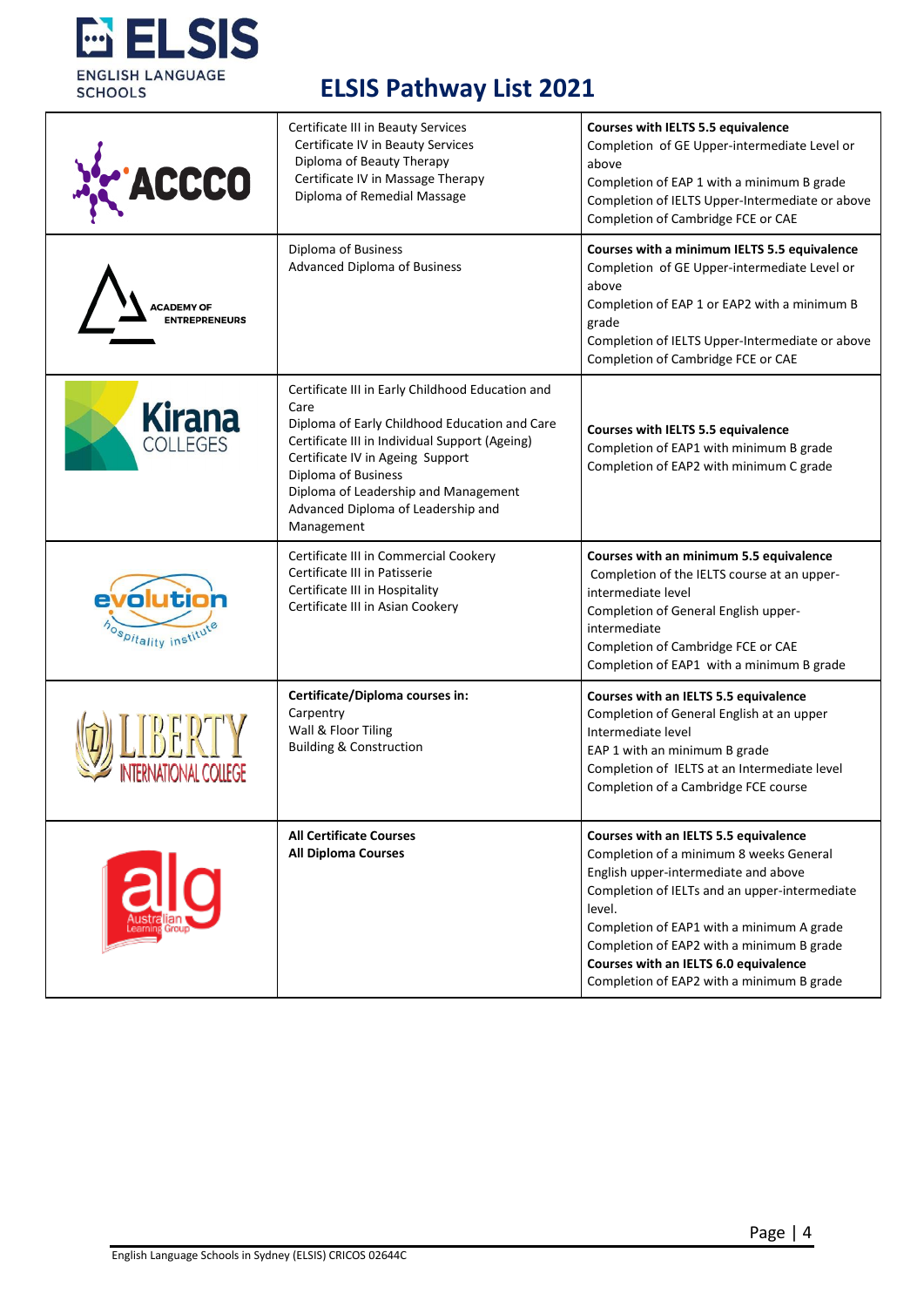# ELSIS Pathway List 2021

| | | |
|---|---|---|
| ACCCO | Certificate III in Beauty Services<br>Certificate IV in Beauty Services<br>Diploma of Beauty Therapy<br>Certificate IV in Massage Therapy<br>Diploma of Remedial Massage | **Courses with IELTS 5.5 equivalence**<br>Completion of GE Upper-intermediate Level or above<br>Completion of EAP 1 with a minimum B grade<br>Completion of IELTS Upper-Intermediate or above<br>Completion of Cambridge FCE or CAE |
| ACADEMY OF ENTREPRENEURS | Diploma of Business<br>Advanced Diploma of Business | **Courses with a minimum IELTS 5.5 equivalence**<br>Completion of GE Upper-intermediate Level or above<br>Completion of EAP 1 or EAP2 with a minimum B grade<br>Completion of IELTS Upper-Intermediate or above<br>Completion of Cambridge FCE or CAE |
| Kirana COLLEGES | Certificate III in Early Childhood Education and Care<br>Diploma of Early Childhood Education and Care<br>Certificate III in Individual Support (Ageing)<br>Certificate IV in Ageing Support<br>Diploma of Business<br>Diploma of Leadership and Management<br>Advanced Diploma of Leadership and Management | **Courses with IELTS 5.5 equivalence**<br>Completion of EAP1 with minimum B grade<br>Completion of EAP2 with minimum C grade |
| evolution hospitality institute | Certificate III in Commercial Cookery<br>Certificate III in Patisserie<br>Certificate III in Hospitality<br>Certificate III in Asian Cookery | **Courses with an minimum 5.5 equivalence**<br>Completion of the IELTS course at an upper-intermediate level<br>Completion of General English upper-intermediate<br>Completion of Cambridge FCE or CAE<br>Completion of EAP1 with a minimum B grade |
| LIBERTY INTERNATIONAL COLLEGE | **Certificate/Diploma courses in:**<br>Carpentry<br>Wall & Floor Tiling<br>Building & Construction | **Courses with an IELTS 5.5 equivalence**<br>Completion of General English at an upper Intermediate level<br>EAP 1 with an minimum B grade<br>Completion of IELTS at an Intermediate level<br>Completion of a Cambridge FCE course |
| alg Australian Learning Group | **All Certificate Courses**<br>**All Diploma Courses** | **Courses with an IELTS 5.5 equivalence**<br>Completion of a minimum 8 weeks General English upper-intermediate and above<br>Completion of IELTs and an upper-intermediate level.<br>Completion of EAP1 with a minimum A grade<br>Completion of EAP2 with a minimum B grade<br>**Courses with an IELTS 6.0 equivalence**<br>Completion of EAP2 with a minimum B grade |

English Language Schools in Sydney (ELSIS) CRICOS 02644C